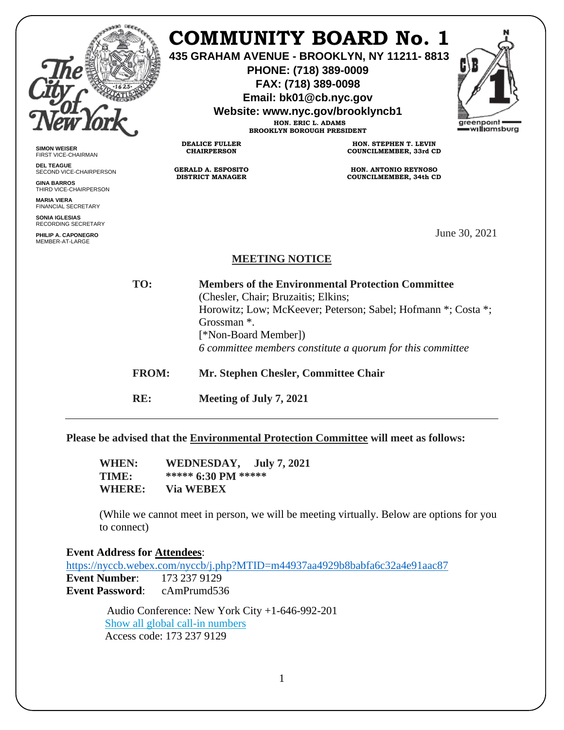# COMMUNITY BOARD No. 1

**435 GRAHAM AVENUE - BROOKLYN, NY 11211- 8813**
**PHONE: (718) 389-0009**
**FAX: (718) 389-0098**
**Email: bk01@cb.nyc.gov**
**Website: www.nyc.gov/brooklyncb1**

**HON. ERIC L. ADAMS**
**BROOKLYN BOROUGH PRESIDENT**

greenpoint williamsburg

**DEALICE FULLER**
**CHAIRPERSON**

**HON. STEPHEN T. LEVIN**
**COUNCILMEMBER, 33rd CD**

**GERALD A. ESPOSITO**
**DISTRICT MANAGER**

**HON. ANTONIO REYNOSO**
**COUNCILMEMBER, 34th CD**

**SIMON WEISER**
FIRST VICE-CHAIRMAN

**DEL TEAGUE**
SECOND VICE-CHAIRPERSON

**GINA BARROS**
THIRD VICE-CHAIRPERSON

**MARIA VIERA**
FINANCIAL SECRETARY

**SONIA IGLESIAS**
RECORDING SECRETARY

**PHILIP A. CAPONEGRO**
MEMBER-AT-LARGE

June 30, 2021

## MEETING NOTICE

**TO:** **Members of the Environmental Protection Committee**
(Chesler, Chair; Bruzaitis; Elkins;
Horowitz; Low; McKeever; Peterson; Sabel; Hofmann *; Costa *;
Grossman *.
[*Non-Board Member])
*6 committee members constitute a quorum for this committee*

**FROM:** **Mr. Stephen Chesler, Committee Chair**

**RE:** **Meeting of July 7, 2021**

---

**Please be advised that the Environmental Protection Committee will meet as follows:**

**WHEN:** **WEDNESDAY, July 7, 2021**
**TIME:** **\*\*\*\*\* 6:30 PM \*\*\*\*\***
**WHERE:** **Via WEBEX**

(While we cannot meet in person, we will be meeting virtually. Below are options for you to connect)

**Event Address for Attendees**:
https://nyccb.webex.com/nyccb/j.php?MTID=m44937aa4929b8babfa6c32a4e91aac87
**Event Number**: 173 237 9129
**Event Password**: cAmPrumd536

Audio Conference: New York City +1-646-992-201
Show all global call-in numbers
Access code: 173 237 9129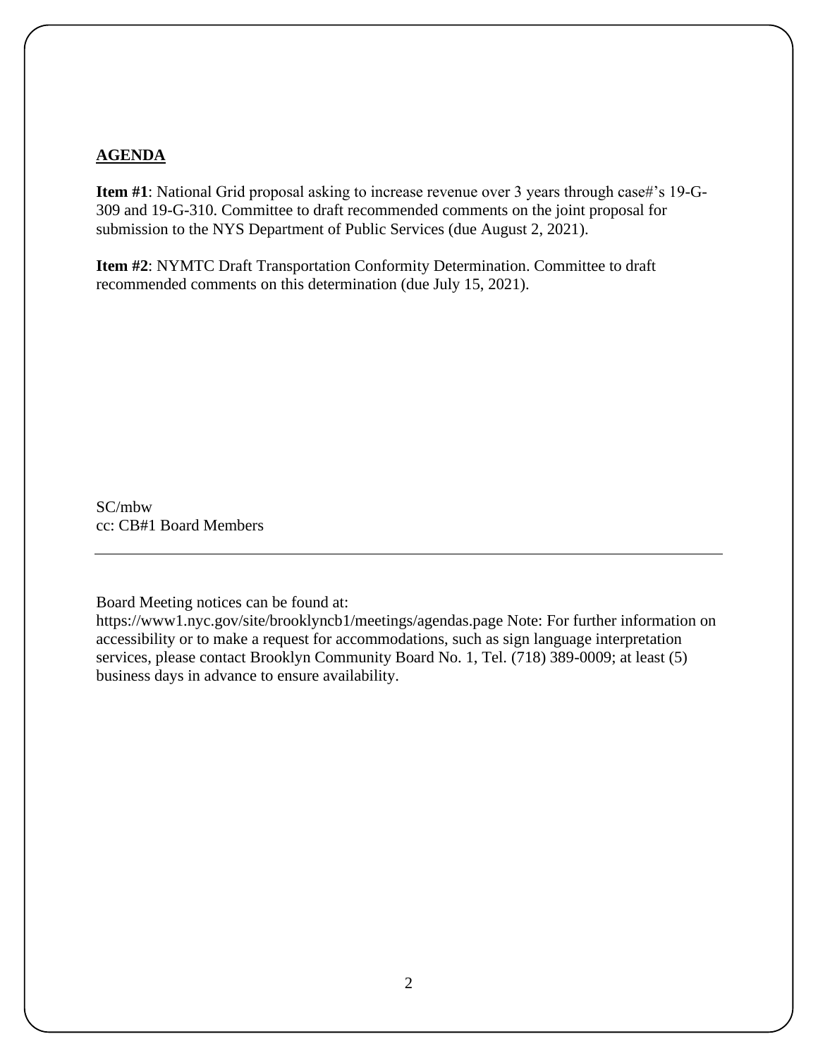## AGENDA

**Item #1**: National Grid proposal asking to increase revenue over 3 years through case#'s 19-G-309 and 19-G-310. Committee to draft recommended comments on the joint proposal for submission to the NYS Department of Public Services (due August 2, 2021).

**Item #2**: NYMTC Draft Transportation Conformity Determination. Committee to draft recommended comments on this determination (due July 15, 2021).

SC/mbw
cc: CB#1 Board Members

---

Board Meeting notices can be found at:
https://www1.nyc.gov/site/brooklyncb1/meetings/agendas.page Note: For further information on accessibility or to make a request for accommodations, such as sign language interpretation services, please contact Brooklyn Community Board No. 1, Tel. (718) 389-0009; at least (5) business days in advance to ensure availability.